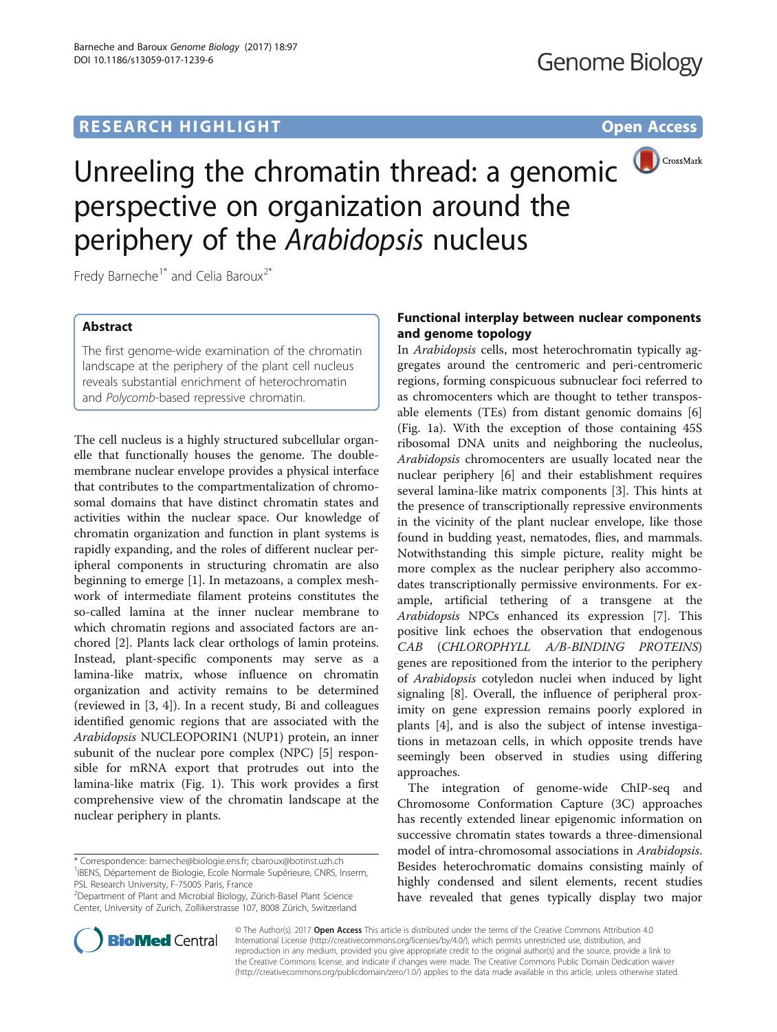RESEARCH HIGHLIGHT

Open Access

# Unreeling the chromatin thread: a genomic perspective on organization around the periphery of the *Arabidopsis* nucleus

Fredy Barneche[1*] and Celia Baroux[2*]

## Abstract

The first genome-wide examination of the chromatin landscape at the periphery of the plant cell nucleus reveals substantial enrichment of heterochromatin and *Polycomb*-based repressive chromatin.

The cell nucleus is a highly structured subcellular organelle that functionally houses the genome. The double-membrane nuclear envelope provides a physical interface that contributes to the compartmentalization of chromosomal domains that have distinct chromatin states and activities within the nuclear space. Our knowledge of chromatin organization and function in plant systems is rapidly expanding, and the roles of different nuclear peripheral components in structuring chromatin are also beginning to emerge [1]. In metazoans, a complex meshwork of intermediate filament proteins constitutes the so-called lamina at the inner nuclear membrane to which chromatin regions and associated factors are anchored [2]. Plants lack clear orthologs of lamin proteins. Instead, plant-specific components may serve as a lamina-like matrix, whose influence on chromatin organization and activity remains to be determined (reviewed in [3, 4]). In a recent study, Bi and colleagues identified genomic regions that are associated with the *Arabidopsis* NUCLEOPORIN1 (NUP1) protein, an inner subunit of the nuclear pore complex (NPC) [5] responsible for mRNA export that protrudes out into the lamina-like matrix (Fig. 1). This work provides a first comprehensive view of the chromatin landscape at the nuclear periphery in plants.

\* Correspondence: barneche@biologie.ens.fr; cbaroux@botinst.uzh.ch
[1]IBENS, Département de Biologie, Ecole Normale Supérieure, CNRS, Inserm, PSL Research University, F-75005 Paris, France
[2]Department of Plant and Microbial Biology, Zürich-Basel Plant Science Center, University of Zurich, Zollikerstrasse 107, 8008 Zürich, Switzerland

## Functional interplay between nuclear components and genome topology

In *Arabidopsis* cells, most heterochromatin typically aggregates around the centromeric and peri-centromeric regions, forming conspicuous subnuclear foci referred to as chromocenters which are thought to tether transposable elements (TEs) from distant genomic domains [6] (Fig. 1a). With the exception of those containing 45S ribosomal DNA units and neighboring the nucleolus, *Arabidopsis* chromocenters are usually located near the nuclear periphery [6] and their establishment requires several lamina-like matrix components [3]. This hints at the presence of transcriptionally repressive environments in the vicinity of the plant nuclear envelope, like those found in budding yeast, nematodes, flies, and mammals. Notwithstanding this simple picture, reality might be more complex as the nuclear periphery also accommodates transcriptionally permissive environments. For example, artificial tethering of a transgene at the *Arabidopsis* NPCs enhanced its expression [7]. This positive link echoes the observation that endogenous *CAB* (*CHLOROPHYLL A/B-BINDING PROTEINS*) genes are repositioned from the interior to the periphery of *Arabidopsis* cotyledon nuclei when induced by light signaling [8]. Overall, the influence of peripheral proximity on gene expression remains poorly explored in plants [4], and is also the subject of intense investigations in metazoan cells, in which opposite trends have seemingly been observed in studies using differing approaches.

The integration of genome-wide ChIP-seq and Chromosome Conformation Capture (3C) approaches has recently extended linear epigenomic information on successive chromatin states towards a three-dimensional model of intra-chromosomal associations in *Arabidopsis*. Besides heterochromatic domains consisting mainly of highly condensed and silent elements, recent studies have revealed that genes typically display two major

© The Author(s). 2017 **Open Access** This article is distributed under the terms of the Creative Commons Attribution 4.0 International License (http://creativecommons.org/licenses/by/4.0/), which permits unrestricted use, distribution, and reproduction in any medium, provided you give appropriate credit to the original author(s) and the source, provide a link to the Creative Commons license, and indicate if changes were made. The Creative Commons Public Domain Dedication waiver (http://creativecommons.org/publicdomain/zero/1.0/) applies to the data made available in this article, unless otherwise stated.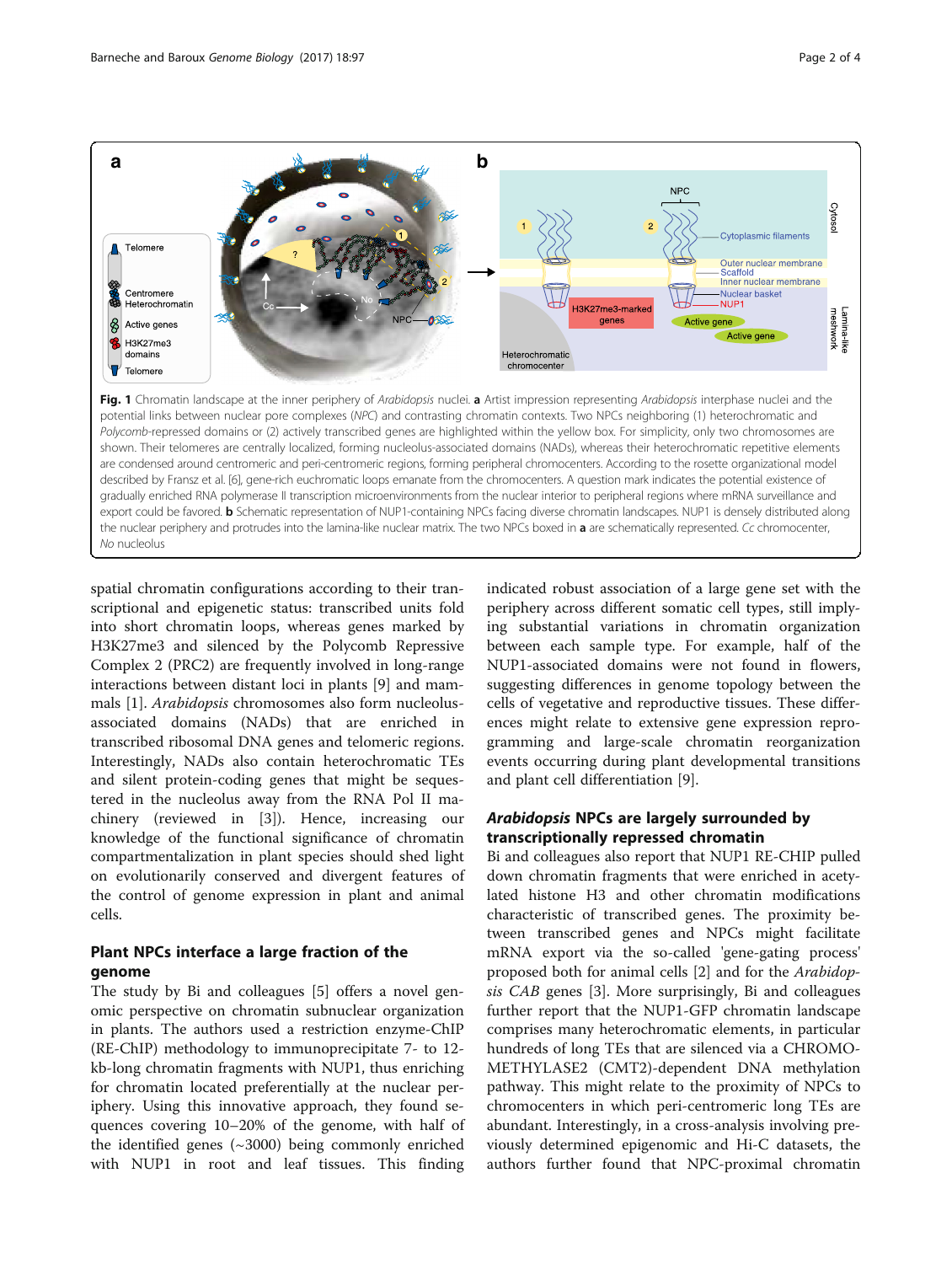**Fig. 1** Chromatin landscape at the inner periphery of *Arabidopsis* nuclei. **a** Artist impression representing *Arabidopsis* interphase nuclei and the potential links between nuclear pore complexes (*NPC*) and contrasting chromatin contexts. Two NPCs neighboring (1) heterochromatic and *Polycomb*-repressed domains or (2) actively transcribed genes are highlighted within the yellow box. For simplicity, only two chromosomes are shown. Their telomeres are centrally localized, forming nucleolus-associated domains (NADs), whereas their heterochromatic repetitive elements are condensed around centromeric and peri-centromeric regions, forming peripheral chromocenters. According to the rosette organizational model described by Fransz et al. [6], gene-rich euchromatic loops emanate from the chromocenters. A question mark indicates the potential existence of gradually enriched RNA polymerase II transcription microenvironments from the nuclear interior to peripheral regions where mRNA surveillance and export could be favored. **b** Schematic representation of NUP1-containing NPCs facing diverse chromatin landscapes. NUP1 is densely distributed along the nuclear periphery and protrudes into the lamina-like nuclear matrix. The two NPCs boxed in **a** are schematically represented. *Cc* chromocenter, *No* nucleolus

spatial chromatin configurations according to their transcriptional and epigenetic status: transcribed units fold into short chromatin loops, whereas genes marked by H3K27me3 and silenced by the Polycomb Repressive Complex 2 (PRC2) are frequently involved in long-range interactions between distant loci in plants [9] and mammals [1]. *Arabidopsis* chromosomes also form nucleolus-associated domains (NADs) that are enriched in transcribed ribosomal DNA genes and telomeric regions. Interestingly, NADs also contain heterochromatic TEs and silent protein-coding genes that might be sequestered in the nucleolus away from the RNA Pol II machinery (reviewed in [3]). Hence, increasing our knowledge of the functional significance of chromatin compartmentalization in plant species should shed light on evolutionarily conserved and divergent features of the control of genome expression in plant and animal cells.

## Plant NPCs interface a large fraction of the genome

The study by Bi and colleagues [5] offers a novel genomic perspective on chromatin subnuclear organization in plants. The authors used a restriction enzyme-ChIP (RE-ChIP) methodology to immunoprecipitate 7- to 12-kb-long chromatin fragments with NUP1, thus enriching for chromatin located preferentially at the nuclear periphery. Using this innovative approach, they found sequences covering 10–20% of the genome, with half of the identified genes (~3000) being commonly enriched with NUP1 in root and leaf tissues. This finding indicated robust association of a large gene set with the periphery across different somatic cell types, still implying substantial variations in chromatin organization between each sample type. For example, half of the NUP1-associated domains were not found in flowers, suggesting differences in genome topology between the cells of vegetative and reproductive tissues. These differences might relate to extensive gene expression reprogramming and large-scale chromatin reorganization events occurring during plant developmental transitions and plant cell differentiation [9].

## *Arabidopsis* NPCs are largely surrounded by transcriptionally repressed chromatin

Bi and colleagues also report that NUP1 RE-CHIP pulled down chromatin fragments that were enriched in acetylated histone H3 and other chromatin modifications characteristic of transcribed genes. The proximity between transcribed genes and NPCs might facilitate mRNA export via the so-called 'gene-gating process' proposed both for animal cells [2] and for the *Arabidopsis CAB* genes [3]. More surprisingly, Bi and colleagues further report that the NUP1-GFP chromatin landscape comprises many heterochromatic elements, in particular hundreds of long TEs that are silenced via a CHROMOMETHYLASE2 (CMT2)-dependent DNA methylation pathway. This might relate to the proximity of NPCs to chromocenters in which peri-centromeric long TEs are abundant. Interestingly, in a cross-analysis involving previously determined epigenomic and Hi-C datasets, the authors further found that NPC-proximal chromatin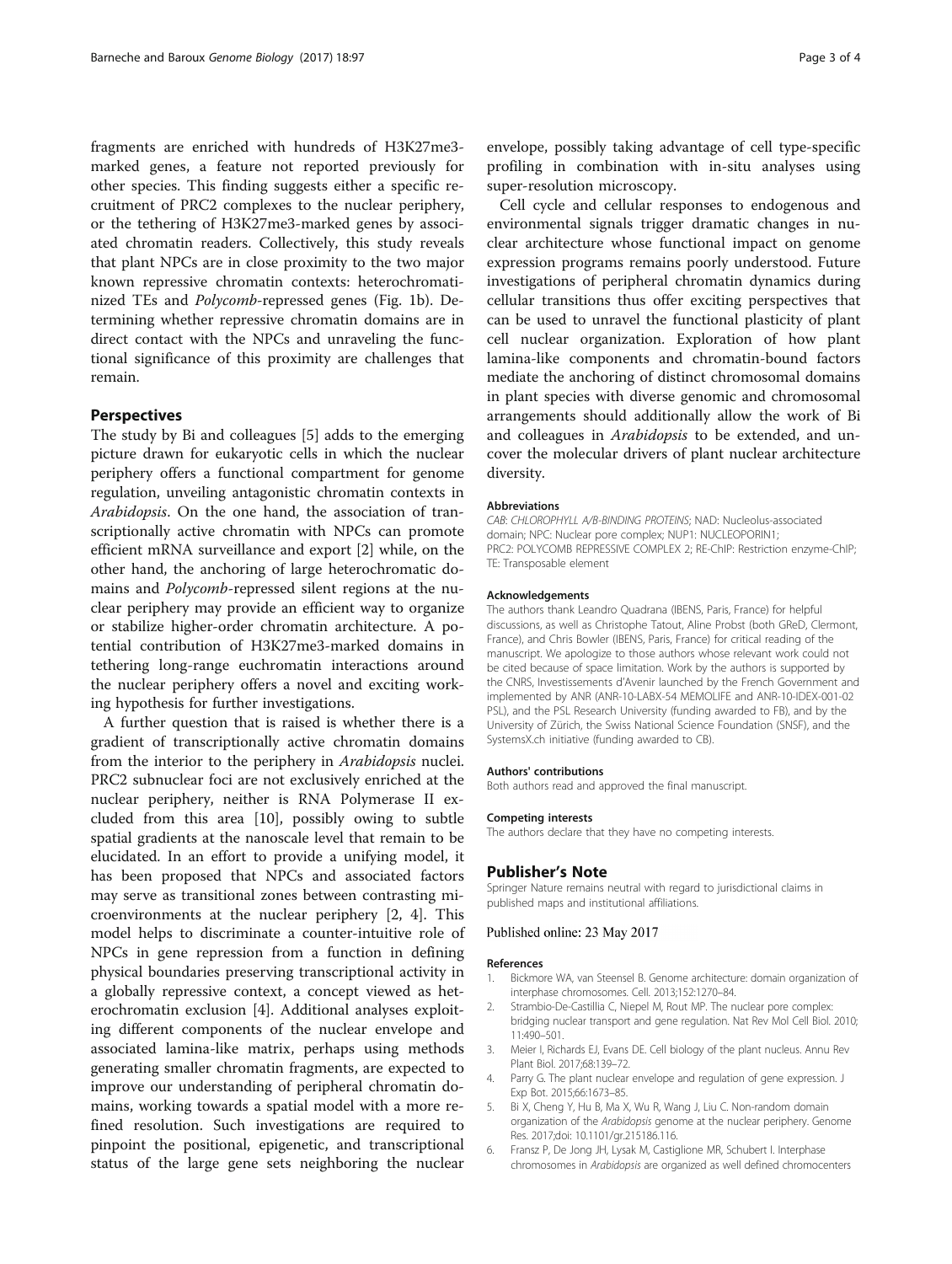fragments are enriched with hundreds of H3K27me3-marked genes, a feature not reported previously for other species. This finding suggests either a specific recruitment of PRC2 complexes to the nuclear periphery, or the tethering of H3K27me3-marked genes by associated chromatin readers. Collectively, this study reveals that plant NPCs are in close proximity to the two major known repressive chromatin contexts: heterochromatinized TEs and *Polycomb*-repressed genes (Fig. 1b). Determining whether repressive chromatin domains are in direct contact with the NPCs and unraveling the functional significance of this proximity are challenges that remain.

## Perspectives

The study by Bi and colleagues [5] adds to the emerging picture drawn for eukaryotic cells in which the nuclear periphery offers a functional compartment for genome regulation, unveiling antagonistic chromatin contexts in *Arabidopsis*. On the one hand, the association of transcriptionally active chromatin with NPCs can promote efficient mRNA surveillance and export [2] while, on the other hand, the anchoring of large heterochromatic domains and *Polycomb*-repressed silent regions at the nuclear periphery may provide an efficient way to organize or stabilize higher-order chromatin architecture. A potential contribution of H3K27me3-marked domains in tethering long-range euchromatin interactions around the nuclear periphery offers a novel and exciting working hypothesis for further investigations.

A further question that is raised is whether there is a gradient of transcriptionally active chromatin domains from the interior to the periphery in *Arabidopsis* nuclei. PRC2 subnuclear foci are not exclusively enriched at the nuclear periphery, neither is RNA Polymerase II excluded from this area [10], possibly owing to subtle spatial gradients at the nanoscale level that remain to be elucidated. In an effort to provide a unifying model, it has been proposed that NPCs and associated factors may serve as transitional zones between contrasting microenvironments at the nuclear periphery [2, 4]. This model helps to discriminate a counter-intuitive role of NPCs in gene repression from a function in defining physical boundaries preserving transcriptional activity in a globally repressive context, a concept viewed as heterochromatin exclusion [4]. Additional analyses exploiting different components of the nuclear envelope and associated lamina-like matrix, perhaps using methods generating smaller chromatin fragments, are expected to improve our understanding of peripheral chromatin domains, working towards a spatial model with a more refined resolution. Such investigations are required to pinpoint the positional, epigenetic, and transcriptional status of the large gene sets neighboring the nuclear envelope, possibly taking advantage of cell type-specific profiling in combination with in-situ analyses using super-resolution microscopy.

Cell cycle and cellular responses to endogenous and environmental signals trigger dramatic changes in nuclear architecture whose functional impact on genome expression programs remains poorly understood. Future investigations of peripheral chromatin dynamics during cellular transitions thus offer exciting perspectives that can be used to unravel the functional plasticity of plant cell nuclear organization. Exploration of how plant lamina-like components and chromatin-bound factors mediate the anchoring of distinct chromosomal domains in plant species with diverse genomic and chromosomal arrangements should additionally allow the work of Bi and colleagues in *Arabidopsis* to be extended, and uncover the molecular drivers of plant nuclear architecture diversity.

#### Abbreviations

*CAB*: *CHLOROPHYLL A/B-BINDING PROTEINS*; NAD: Nucleolus-associated domain; NPC: Nuclear pore complex; NUP1: NUCLEOPORIN1; PRC2: POLYCOMB REPRESSIVE COMPLEX 2; RE-ChIP: Restriction enzyme-ChIP; TE: Transposable element

#### Acknowledgements

The authors thank Leandro Quadrana (IBENS, Paris, France) for helpful discussions, as well as Christophe Tatout, Aline Probst (both GReD, Clermont, France), and Chris Bowler (IBENS, Paris, France) for critical reading of the manuscript. We apologize to those authors whose relevant work could not be cited because of space limitation. Work by the authors is supported by the CNRS, Investissements d'Avenir launched by the French Government and implemented by ANR (ANR-10-LABX-54 MEMOLIFE and ANR-10-IDEX-001-02 PSL), and the PSL Research University (funding awarded to FB), and by the University of Zürich, the Swiss National Science Foundation (SNSF), and the SystemsX.ch initiative (funding awarded to CB).

#### Authors' contributions

Both authors read and approved the final manuscript.

#### Competing interests

The authors declare that they have no competing interests.

## Publisher's Note

Springer Nature remains neutral with regard to jurisdictional claims in published maps and institutional affiliations.

Published online: 23 May 2017

#### References

1. Bickmore WA, van Steensel B. Genome architecture: domain organization of interphase chromosomes. Cell. 2013;152:1270–84.
2. Strambio-De-Castillia C, Niepel M, Rout MP. The nuclear pore complex: bridging nuclear transport and gene regulation. Nat Rev Mol Cell Biol. 2010;11:490–501.
3. Meier I, Richards EJ, Evans DE. Cell biology of the plant nucleus. Annu Rev Plant Biol. 2017;68:139–72.
4. Parry G. The plant nuclear envelope and regulation of gene expression. J Exp Bot. 2015;66:1673–85.
5. Bi X, Cheng Y, Hu B, Ma X, Wu R, Wang J, Liu C. Non-random domain organization of the *Arabidopsis* genome at the nuclear periphery. Genome Res. 2017;doi: 10.1101/gr.215186.116.
6. Fransz P, De Jong JH, Lysak M, Castiglione MR, Schubert I. Interphase chromosomes in *Arabidopsis* are organized as well defined chromocenters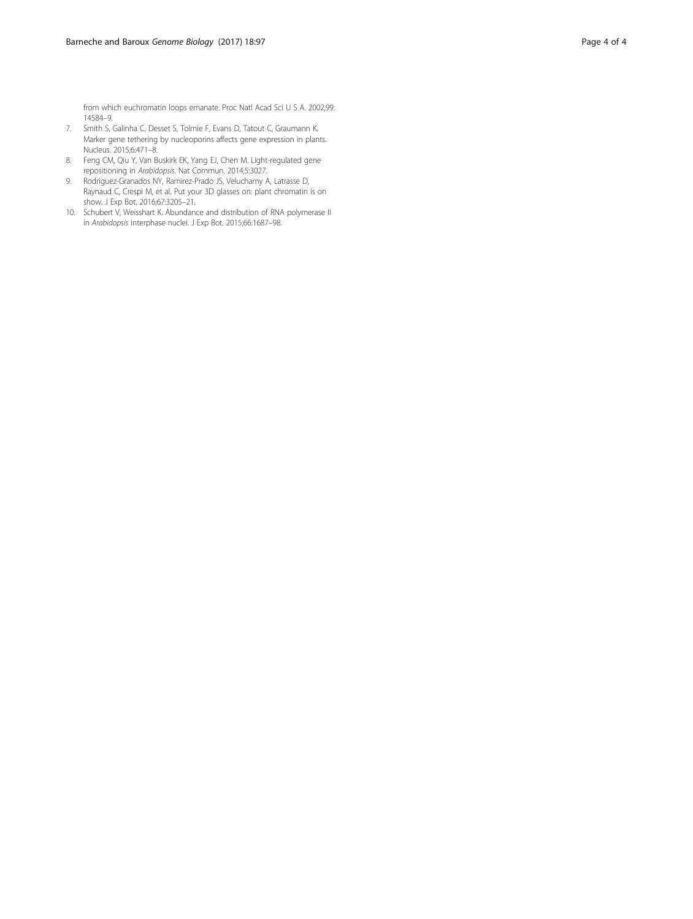from which euchromatin loops emanate. Proc Natl Acad Sci U S A. 2002;99: 14584–9.

7. Smith S, Galinha C, Desset S, Tolmie F, Evans D, Tatout C, Graumann K. Marker gene tethering by nucleoporins affects gene expression in plants. Nucleus. 2015;6:471–8.
8. Feng CM, Qiu Y, Van Buskirk EK, Yang EJ, Chen M. Light-regulated gene repositioning in *Arabidopsis*. Nat Commun. 2014;5:3027.
9. Rodriguez-Granados NY, Ramirez-Prado JS, Veluchamy A, Latrasse D, Raynaud C, Crespi M, et al. Put your 3D glasses on: plant chromatin is on show. J Exp Bot. 2016;67:3205–21.
10. Schubert V, Weisshart K. Abundance and distribution of RNA polymerase II in *Arabidopsis* interphase nuclei. J Exp Bot. 2015;66:1687–98.